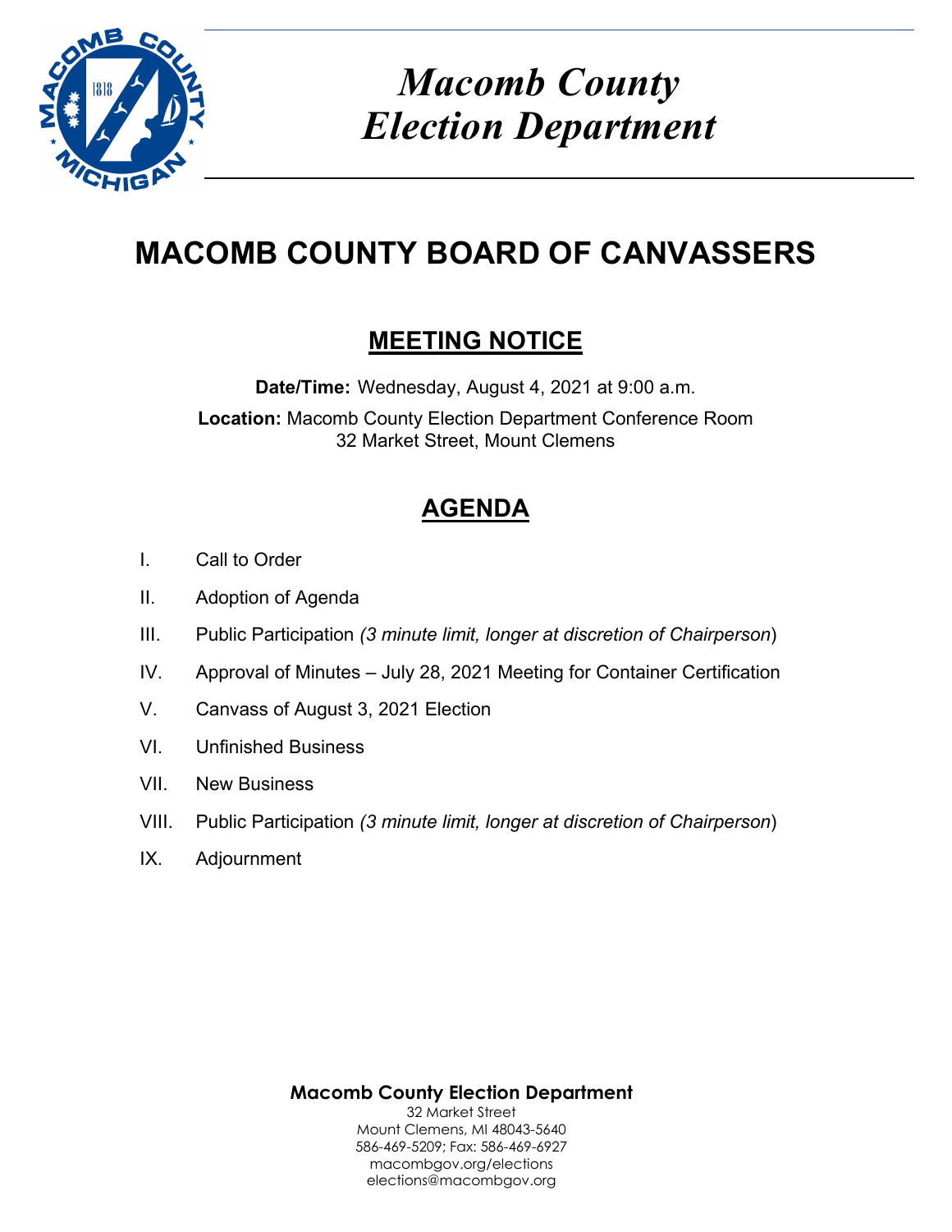# Macomb County Election Department

# MACOMB COUNTY BOARD OF CANVASSERS

## MEETING NOTICE

**Date/Time:** Wednesday, August 4, 2021 at 9:00 a.m.

**Location:** Macomb County Election Department Conference Room
32 Market Street, Mount Clemens

## AGENDA

I. Call to Order

II. Adoption of Agenda

III. Public Participation *(3 minute limit, longer at discretion of Chairperson*)

IV. Approval of Minutes – July 28, 2021 Meeting for Container Certification

V. Canvass of August 3, 2021 Election

VI. Unfinished Business

VII. New Business

VIII. Public Participation *(3 minute limit, longer at discretion of Chairperson*)

IX. Adjournment

**Macomb County Election Department**
32 Market Street
Mount Clemens, MI 48043-5640
586-469-5209; Fax: 586-469-6927
macombgov.org/elections
elections@macombgov.org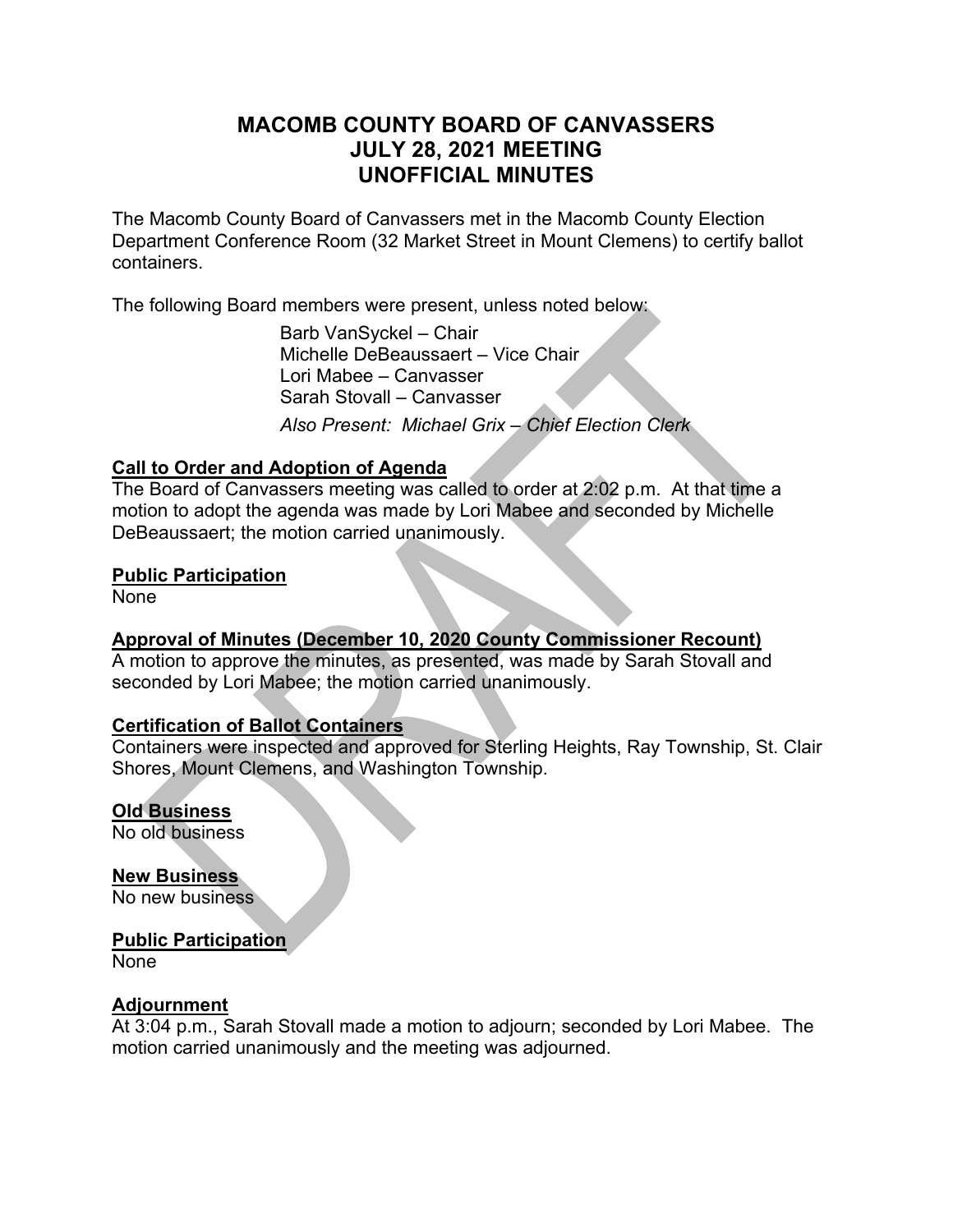# MACOMB COUNTY BOARD OF CANVASSERS
# JULY 28, 2021 MEETING
# UNOFFICIAL MINUTES

The Macomb County Board of Canvassers met in the Macomb County Election Department Conference Room (32 Market Street in Mount Clemens) to certify ballot containers.

The following Board members were present, unless noted below:

Barb VanSyckel – Chair
Michelle DeBeaussaert – Vice Chair
Lori Mabee – Canvasser
Sarah Stovall – Canvasser

*Also Present: Michael Grix – Chief Election Clerk*

**Call to Order and Adoption of Agenda**

The Board of Canvassers meeting was called to order at 2:02 p.m. At that time a motion to adopt the agenda was made by Lori Mabee and seconded by Michelle DeBeaussaert; the motion carried unanimously.

**Public Participation**

None

**Approval of Minutes (December 10, 2020 County Commissioner Recount)**

A motion to approve the minutes, as presented, was made by Sarah Stovall and seconded by Lori Mabee; the motion carried unanimously.

**Certification of Ballot Containers**

Containers were inspected and approved for Sterling Heights, Ray Township, St. Clair Shores, Mount Clemens, and Washington Township.

**Old Business**

No old business

**New Business**

No new business

**Public Participation**

None

**Adjournment**

At 3:04 p.m., Sarah Stovall made a motion to adjourn; seconded by Lori Mabee. The motion carried unanimously and the meeting was adjourned.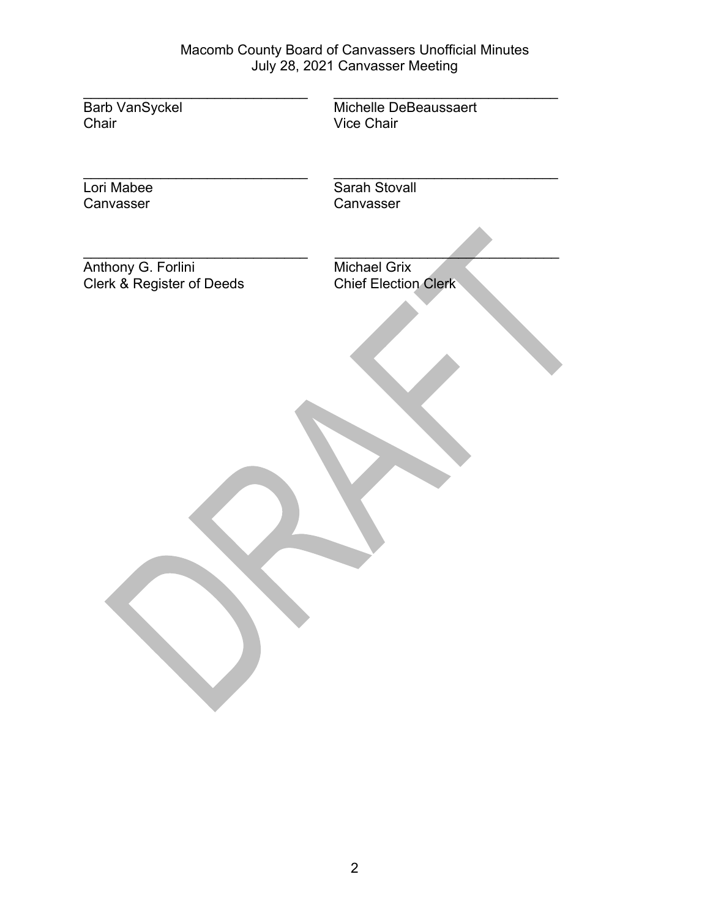Macomb County Board of Canvassers Unofficial Minutes
July 28, 2021 Canvasser Meeting

______________________________
Barb VanSyckel
Chair

______________________________
Michelle DeBeaussaert
Vice Chair

______________________________
Lori Mabee
Canvasser

______________________________
Sarah Stovall
Canvasser

______________________________
Anthony G. Forlini
Clerk & Register of Deeds

______________________________
Michael Grix
Chief Election Clerk

DRAFT